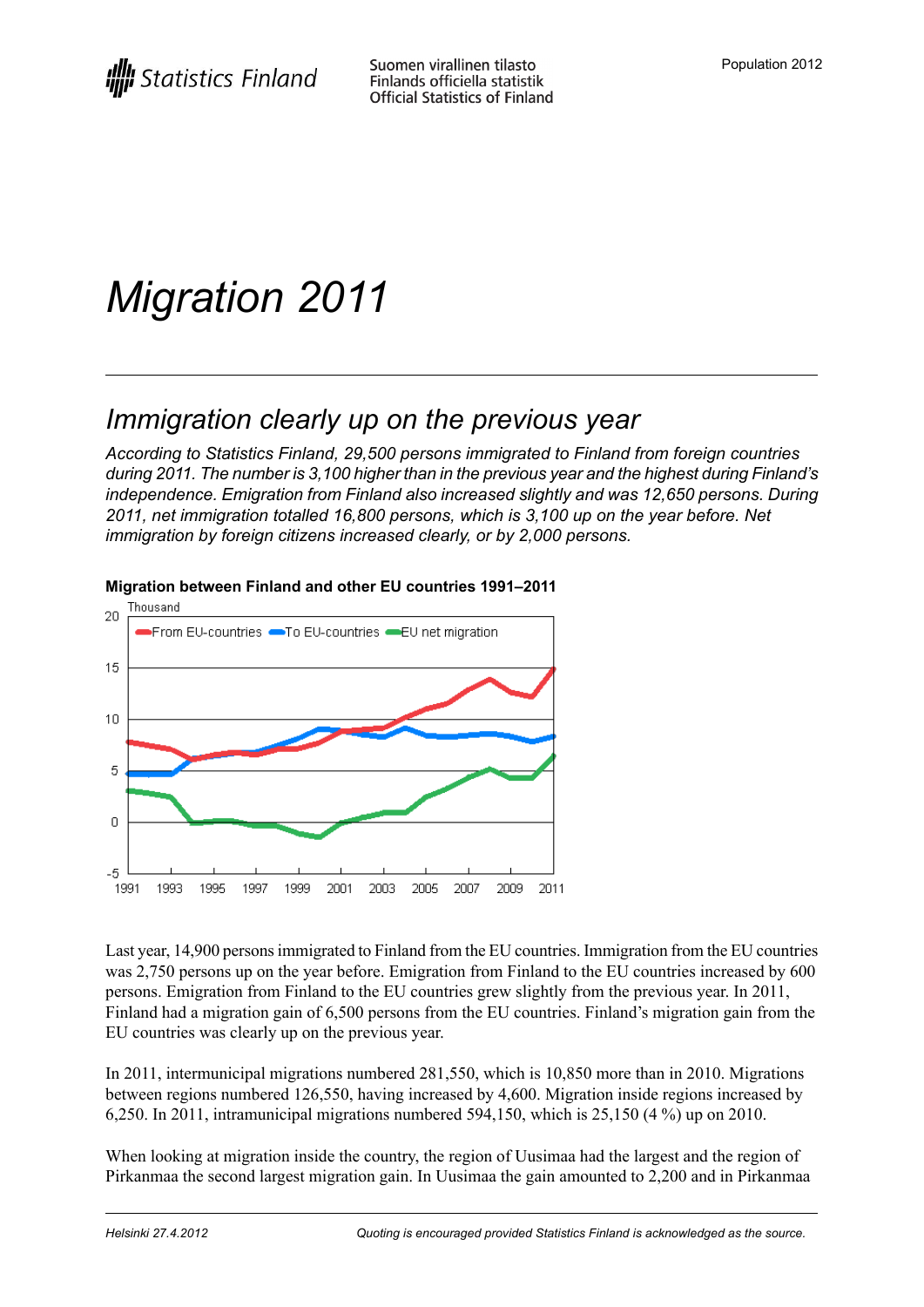Statistics Finland

Suomen virallinen tilasto
Finlands officiella statistik
Official Statistics of Finland

Population 2012

# *Migration 2011*

## *Immigration clearly up on the previous year*

*According to Statistics Finland, 29,500 persons immigrated to Finland from foreign countries during 2011. The number is 3,100 higher than in the previous year and the highest during Finland's independence. Emigration from Finland also increased slightly and was 12,650 persons. During 2011, net immigration totalled 16,800 persons, which is 3,100 up on the year before. Net immigration by foreign citizens increased clearly, or by 2,000 persons.*

**Migration between Finland and other EU countries 1991–2011**

Last year, 14,900 persons immigrated to Finland from the EU countries. Immigration from the EU countries was 2,750 persons up on the year before. Emigration from Finland to the EU countries increased by 600 persons. Emigration from Finland to the EU countries grew slightly from the previous year. In 2011, Finland had a migration gain of 6,500 persons from the EU countries. Finland's migration gain from the EU countries was clearly up on the previous year.

In 2011, intermunicipal migrations numbered 281,550, which is 10,850 more than in 2010. Migrations between regions numbered 126,550, having increased by 4,600. Migration inside regions increased by 6,250. In 2011, intramunicipal migrations numbered 594,150, which is 25,150 (4 %) up on 2010.

When looking at migration inside the country, the region of Uusimaa had the largest and the region of Pirkanmaa the second largest migration gain. In Uusimaa the gain amounted to 2,200 and in Pirkanmaa

Helsinki 27.4.2012

Quoting is encouraged provided Statistics Finland is acknowledged as the source.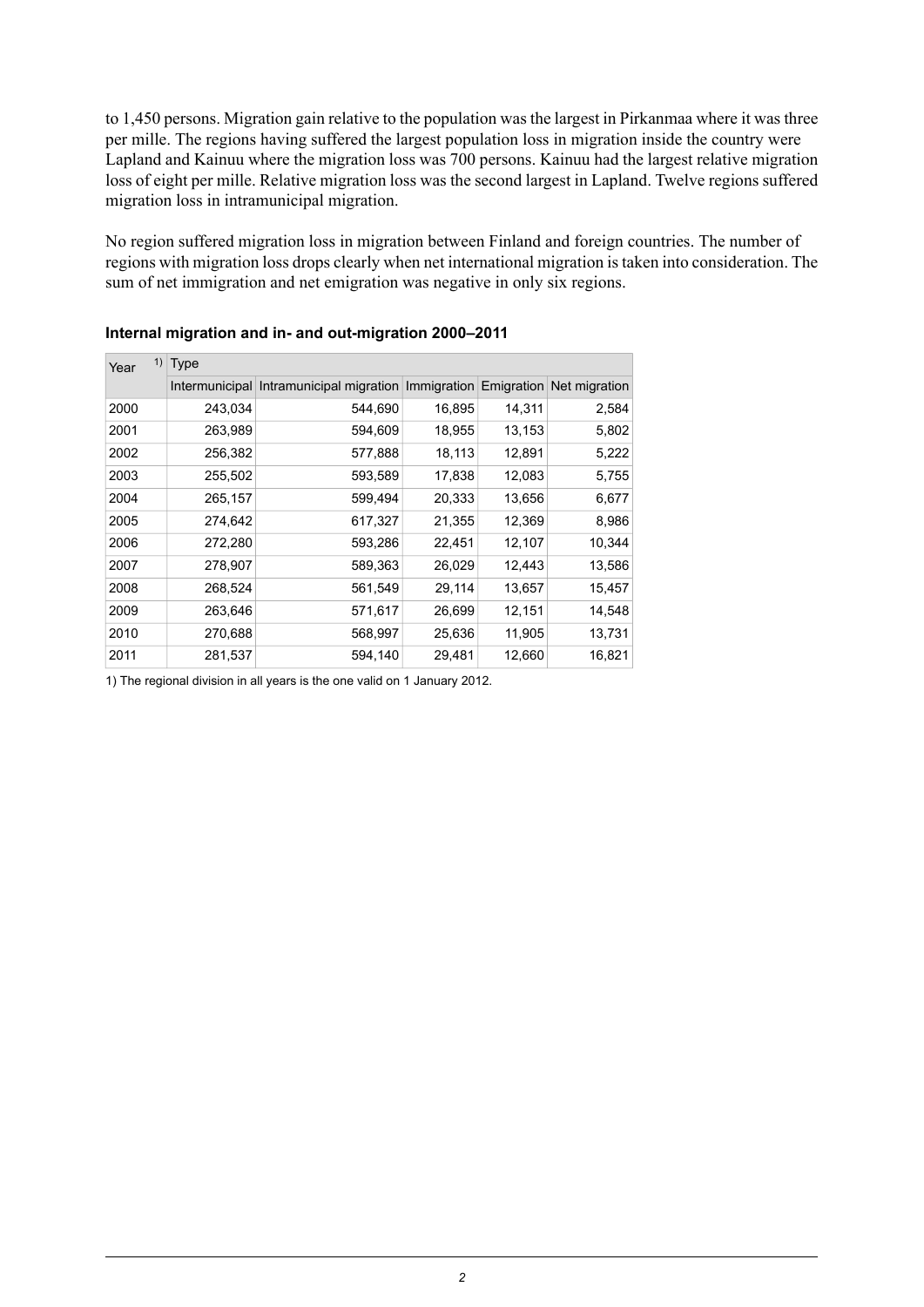to 1,450 persons. Migration gain relative to the population was the largest in Pirkanmaa where it was three per mille. The regions having suffered the largest population loss in migration inside the country were Lapland and Kainuu where the migration loss was 700 persons. Kainuu had the largest relative migration loss of eight per mille. Relative migration loss was the second largest in Lapland. Twelve regions suffered migration loss in intramunicipal migration.

No region suffered migration loss in migration between Finland and foreign countries. The number of regions with migration loss drops clearly when net international migration is taken into consideration. The sum of net immigration and net emigration was negative in only six regions.

**Internal migration and in- and out-migration 2000–2011**

| Year [1] | Type | | | | |
|---|---|---|---|---|---|
| | Intermunicipal | Intramunicipal migration | Immigration | Emigration | Net migration |
| 2000 | 243,034 | 544,690 | 16,895 | 14,311 | 2,584 |
| 2001 | 263,989 | 594,609 | 18,955 | 13,153 | 5,802 |
| 2002 | 256,382 | 577,888 | 18,113 | 12,891 | 5,222 |
| 2003 | 255,502 | 593,589 | 17,838 | 12,083 | 5,755 |
| 2004 | 265,157 | 599,494 | 20,333 | 13,656 | 6,677 |
| 2005 | 274,642 | 617,327 | 21,355 | 12,369 | 8,986 |
| 2006 | 272,280 | 593,286 | 22,451 | 12,107 | 10,344 |
| 2007 | 278,907 | 589,363 | 26,029 | 12,443 | 13,586 |
| 2008 | 268,524 | 561,549 | 29,114 | 13,657 | 15,457 |
| 2009 | 263,646 | 571,617 | 26,699 | 12,151 | 14,548 |
| 2010 | 270,688 | 568,997 | 25,636 | 11,905 | 13,731 |
| 2011 | 281,537 | 594,140 | 29,481 | 12,660 | 16,821 |

1) The regional division in all years is the one valid on 1 January 2012.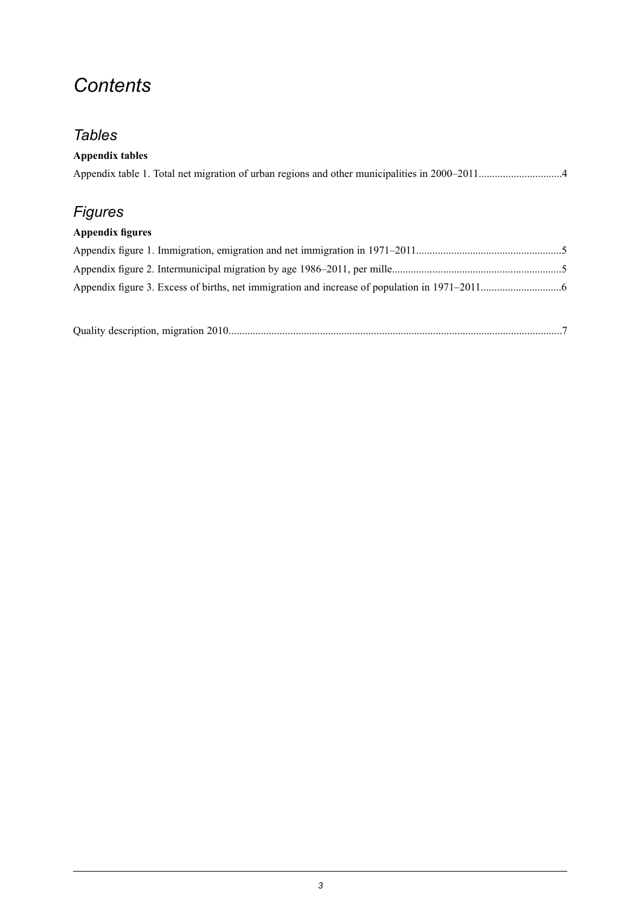# *Contents*

## *Tables*

**Appendix tables**

Appendix table 1. Total net migration of urban regions and other municipalities in 2000–2011..............................4

## *Figures*

**Appendix figures**

Appendix figure 1. Immigration, emigration and net immigration in 1971–2011......................................................5

Appendix figure 2. Intermunicipal migration by age 1986–2011, per mille..............................................................5

Appendix figure 3. Excess of births, net immigration and increase of population in 1971–2011.............................6

Quality description, migration 2010..........................................................................................................................7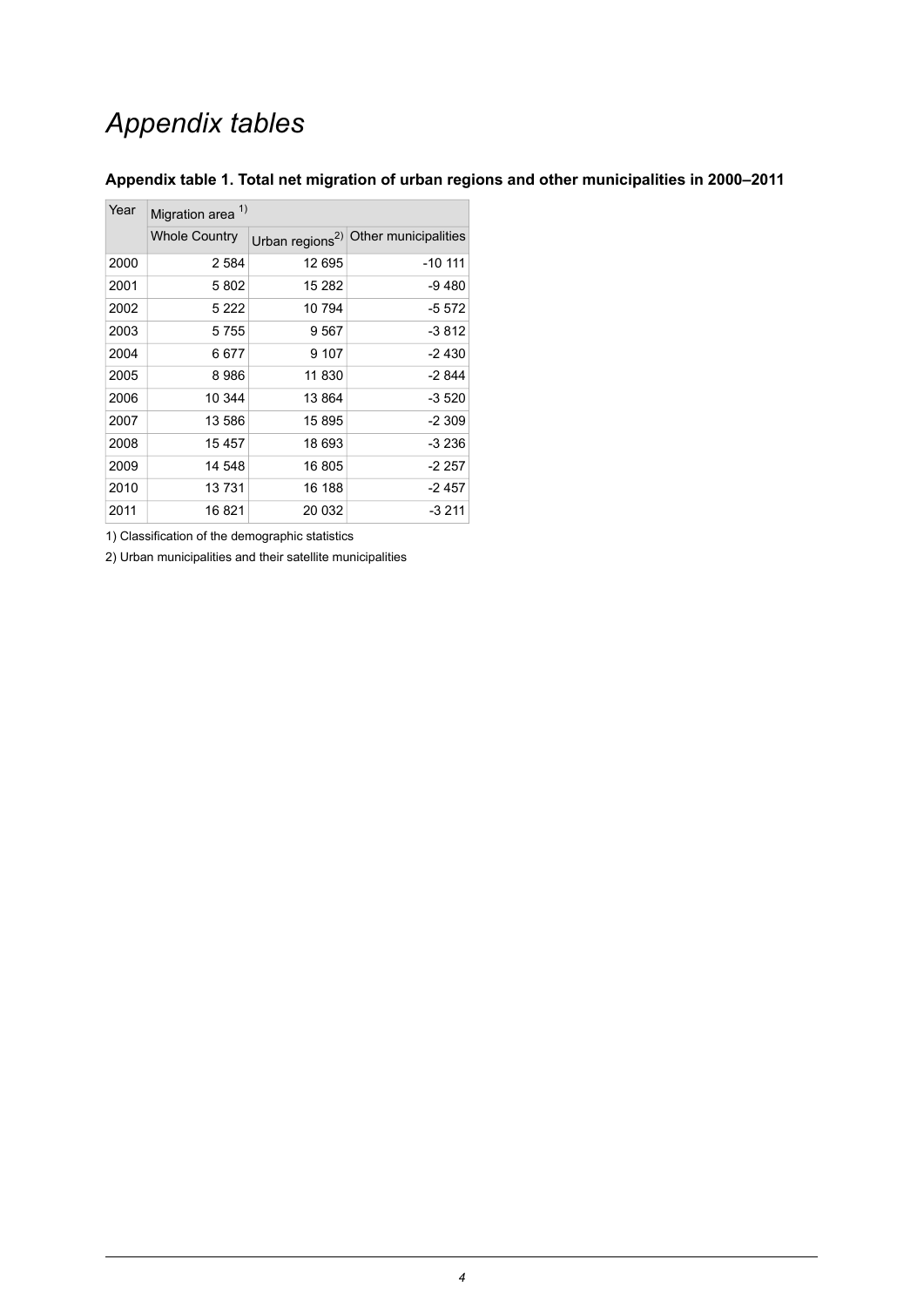# Appendix tables

**Appendix table 1. Total net migration of urban regions and other municipalities in 2000–2011**

| Year | Migration area [1] | | |
|---|---|---|---|
| | Whole Country | Urban regions[2] | Other municipalities |
| 2000 | 2 584 | 12 695 | -10 111 |
| 2001 | 5 802 | 15 282 | -9 480 |
| 2002 | 5 222 | 10 794 | -5 572 |
| 2003 | 5 755 | 9 567 | -3 812 |
| 2004 | 6 677 | 9 107 | -2 430 |
| 2005 | 8 986 | 11 830 | -2 844 |
| 2006 | 10 344 | 13 864 | -3 520 |
| 2007 | 13 586 | 15 895 | -2 309 |
| 2008 | 15 457 | 18 693 | -3 236 |
| 2009 | 14 548 | 16 805 | -2 257 |
| 2010 | 13 731 | 16 188 | -2 457 |
| 2011 | 16 821 | 20 032 | -3 211 |

1) Classification of the demographic statistics

2) Urban municipalities and their satellite municipalities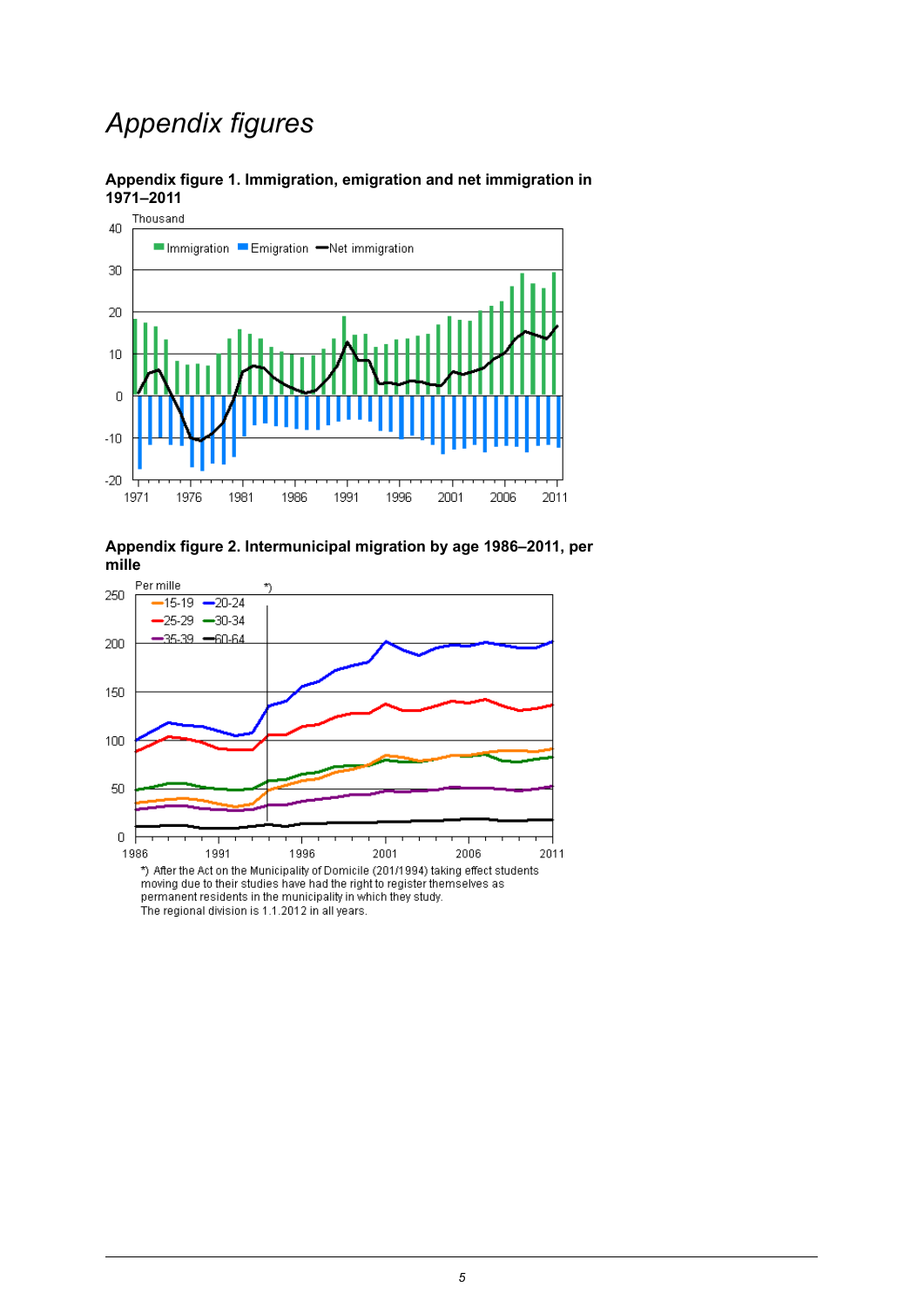# Appendix figures

**Appendix figure 1. Immigration, emigration and net immigration in 1971–2011**

**Appendix figure 2. Intermunicipal migration by age 1986–2011, per mille**

*) After the Act on the Municipality of Domicile (201/1994) taking effect students moving due to their studies have had the right to register themselves as permanent residents in the municipality in which they study.
The regional division is 1.1.2012 in all years.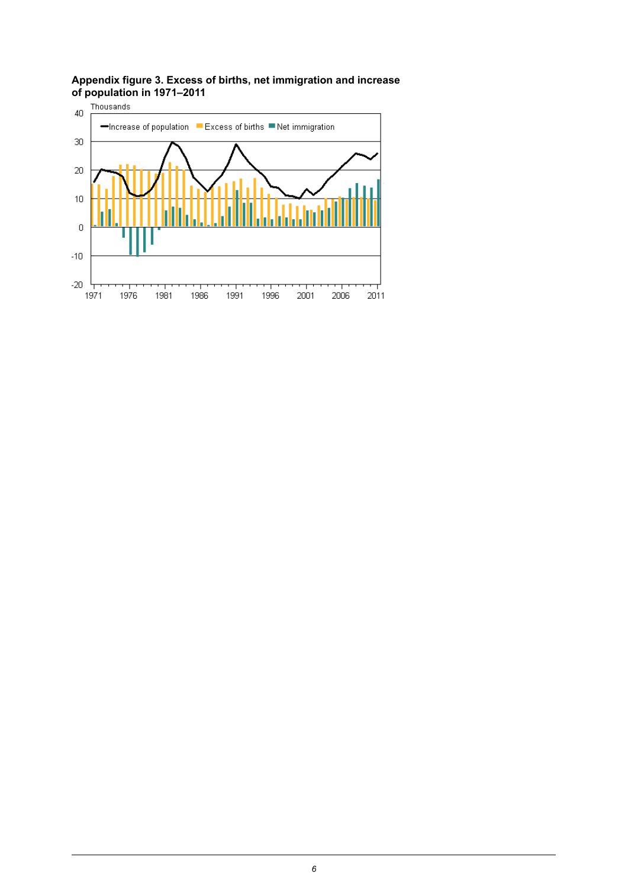**Appendix figure 3. Excess of births, net immigration and increase of population in 1971–2011**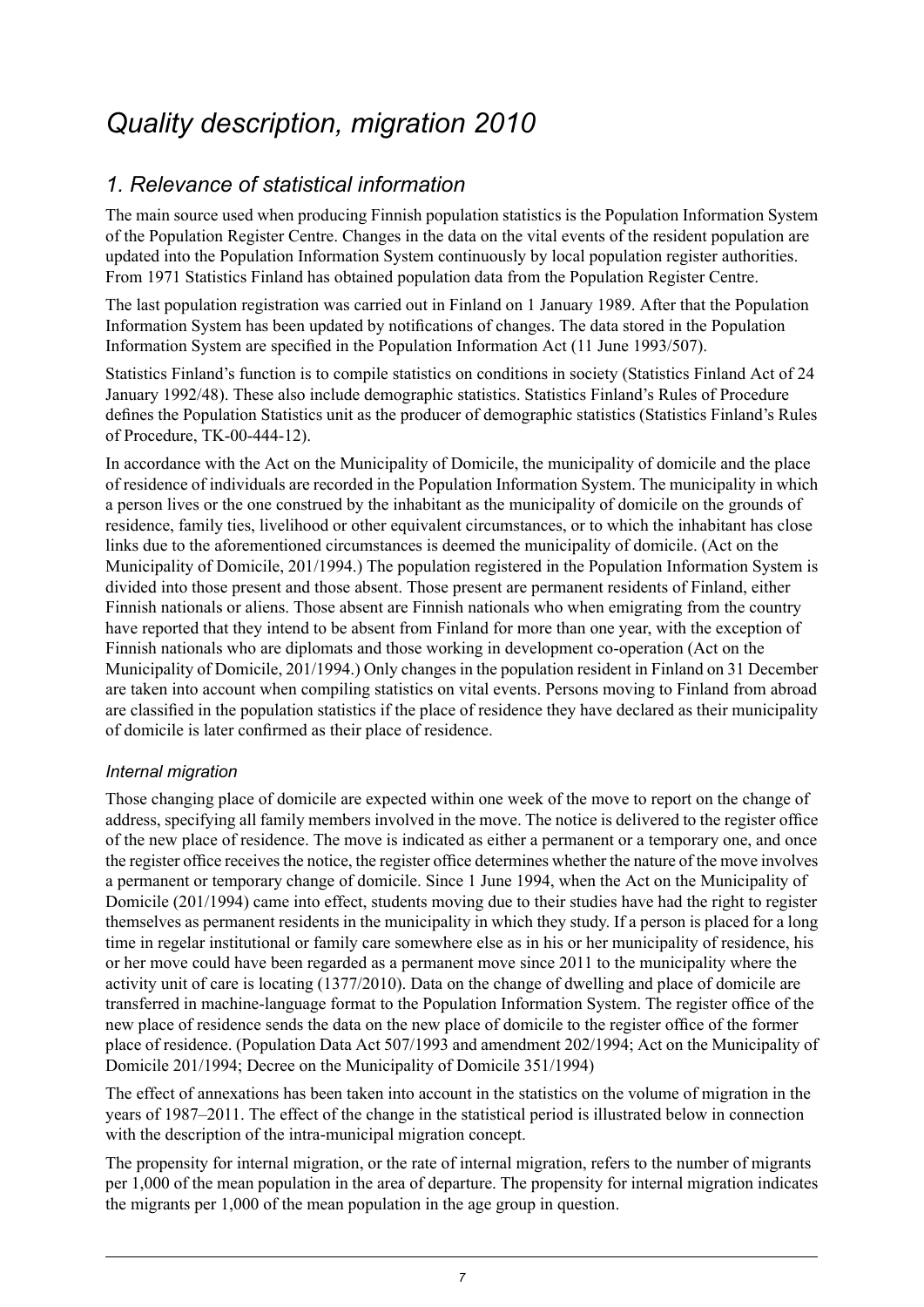# Quality description, migration 2010

## 1. Relevance of statistical information

The main source used when producing Finnish population statistics is the Population Information System of the Population Register Centre. Changes in the data on the vital events of the resident population are updated into the Population Information System continuously by local population register authorities. From 1971 Statistics Finland has obtained population data from the Population Register Centre.

The last population registration was carried out in Finland on 1 January 1989. After that the Population Information System has been updated by notifications of changes. The data stored in the Population Information System are specified in the Population Information Act (11 June 1993/507).

Statistics Finland's function is to compile statistics on conditions in society (Statistics Finland Act of 24 January 1992/48). These also include demographic statistics. Statistics Finland's Rules of Procedure defines the Population Statistics unit as the producer of demographic statistics (Statistics Finland's Rules of Procedure, TK-00-444-12).

In accordance with the Act on the Municipality of Domicile, the municipality of domicile and the place of residence of individuals are recorded in the Population Information System. The municipality in which a person lives or the one construed by the inhabitant as the municipality of domicile on the grounds of residence, family ties, livelihood or other equivalent circumstances, or to which the inhabitant has close links due to the aforementioned circumstances is deemed the municipality of domicile. (Act on the Municipality of Domicile, 201/1994.) The population registered in the Population Information System is divided into those present and those absent. Those present are permanent residents of Finland, either Finnish nationals or aliens. Those absent are Finnish nationals who when emigrating from the country have reported that they intend to be absent from Finland for more than one year, with the exception of Finnish nationals who are diplomats and those working in development co-operation (Act on the Municipality of Domicile, 201/1994.) Only changes in the population resident in Finland on 31 December are taken into account when compiling statistics on vital events. Persons moving to Finland from abroad are classified in the population statistics if the place of residence they have declared as their municipality of domicile is later confirmed as their place of residence.

### *Internal migration*

Those changing place of domicile are expected within one week of the move to report on the change of address, specifying all family members involved in the move. The notice is delivered to the register office of the new place of residence. The move is indicated as either a permanent or a temporary one, and once the register office receives the notice, the register office determines whether the nature of the move involves a permanent or temporary change of domicile. Since 1 June 1994, when the Act on the Municipality of Domicile (201/1994) came into effect, students moving due to their studies have had the right to register themselves as permanent residents in the municipality in which they study. If a person is placed for a long time in regelar institutional or family care somewhere else as in his or her municipality of residence, his or her move could have been regarded as a permanent move since 2011 to the municipality where the activity unit of care is locating (1377/2010). Data on the change of dwelling and place of domicile are transferred in machine-language format to the Population Information System. The register office of the new place of residence sends the data on the new place of domicile to the register office of the former place of residence. (Population Data Act 507/1993 and amendment 202/1994; Act on the Municipality of Domicile 201/1994; Decree on the Municipality of Domicile 351/1994)

The effect of annexations has been taken into account in the statistics on the volume of migration in the years of 1987–2011. The effect of the change in the statistical period is illustrated below in connection with the description of the intra-municipal migration concept.

The propensity for internal migration, or the rate of internal migration, refers to the number of migrants per 1,000 of the mean population in the area of departure. The propensity for internal migration indicates the migrants per 1,000 of the mean population in the age group in question.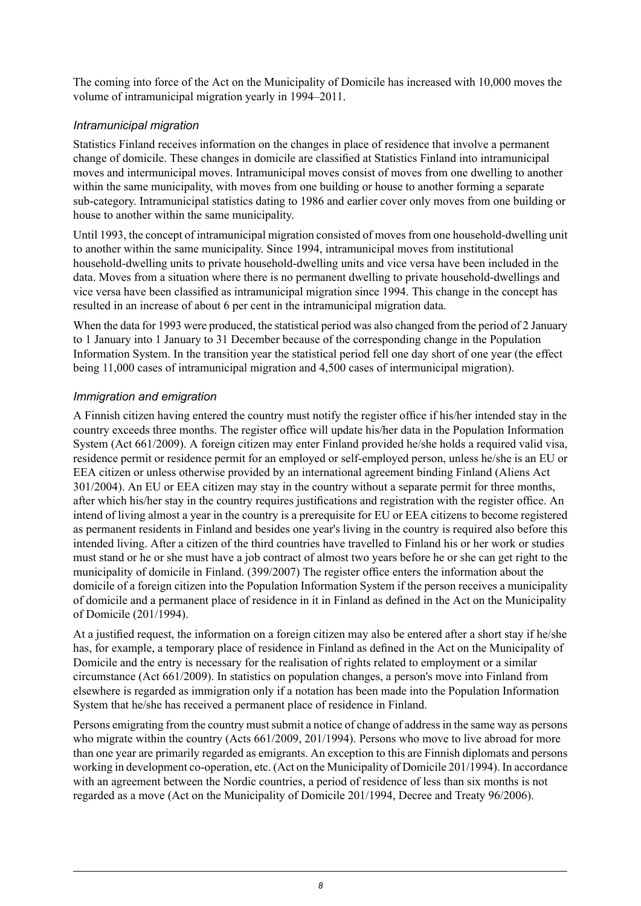The coming into force of the Act on the Municipality of Domicile has increased with 10,000 moves the volume of intramunicipal migration yearly in 1994–2011.

### *Intramunicipal migration*

Statistics Finland receives information on the changes in place of residence that involve a permanent change of domicile. These changes in domicile are classified at Statistics Finland into intramunicipal moves and intermunicipal moves. Intramunicipal moves consist of moves from one dwelling to another within the same municipality, with moves from one building or house to another forming a separate sub-category. Intramunicipal statistics dating to 1986 and earlier cover only moves from one building or house to another within the same municipality.

Until 1993, the concept of intramunicipal migration consisted of moves from one household-dwelling unit to another within the same municipality. Since 1994, intramunicipal moves from institutional household-dwelling units to private household-dwelling units and vice versa have been included in the data. Moves from a situation where there is no permanent dwelling to private household-dwellings and vice versa have been classified as intramunicipal migration since 1994. This change in the concept has resulted in an increase of about 6 per cent in the intramunicipal migration data.

When the data for 1993 were produced, the statistical period was also changed from the period of 2 January to 1 January into 1 January to 31 December because of the corresponding change in the Population Information System. In the transition year the statistical period fell one day short of one year (the effect being 11,000 cases of intramunicipal migration and 4,500 cases of intermunicipal migration).

### *Immigration and emigration*

A Finnish citizen having entered the country must notify the register office if his/her intended stay in the country exceeds three months. The register office will update his/her data in the Population Information System (Act 661/2009). A foreign citizen may enter Finland provided he/she holds a required valid visa, residence permit or residence permit for an employed or self-employed person, unless he/she is an EU or EEA citizen or unless otherwise provided by an international agreement binding Finland (Aliens Act 301/2004). An EU or EEA citizen may stay in the country without a separate permit for three months, after which his/her stay in the country requires justifications and registration with the register office. An intend of living almost a year in the country is a prerequisite for EU or EEA citizens to become registered as permanent residents in Finland and besides one year's living in the country is required also before this intended living. After a citizen of the third countries have travelled to Finland his or her work or studies must stand or he or she must have a job contract of almost two years before he or she can get right to the municipality of domicile in Finland. (399/2007) The register office enters the information about the domicile of a foreign citizen into the Population Information System if the person receives a municipality of domicile and a permanent place of residence in it in Finland as defined in the Act on the Municipality of Domicile (201/1994).

At a justified request, the information on a foreign citizen may also be entered after a short stay if he/she has, for example, a temporary place of residence in Finland as defined in the Act on the Municipality of Domicile and the entry is necessary for the realisation of rights related to employment or a similar circumstance (Act 661/2009). In statistics on population changes, a person's move into Finland from elsewhere is regarded as immigration only if a notation has been made into the Population Information System that he/she has received a permanent place of residence in Finland.

Persons emigrating from the country must submit a notice of change of address in the same way as persons who migrate within the country (Acts 661/2009, 201/1994). Persons who move to live abroad for more than one year are primarily regarded as emigrants. An exception to this are Finnish diplomats and persons working in development co-operation, etc. (Act on the Municipality of Domicile 201/1994). In accordance with an agreement between the Nordic countries, a period of residence of less than six months is not regarded as a move (Act on the Municipality of Domicile 201/1994, Decree and Treaty 96/2006).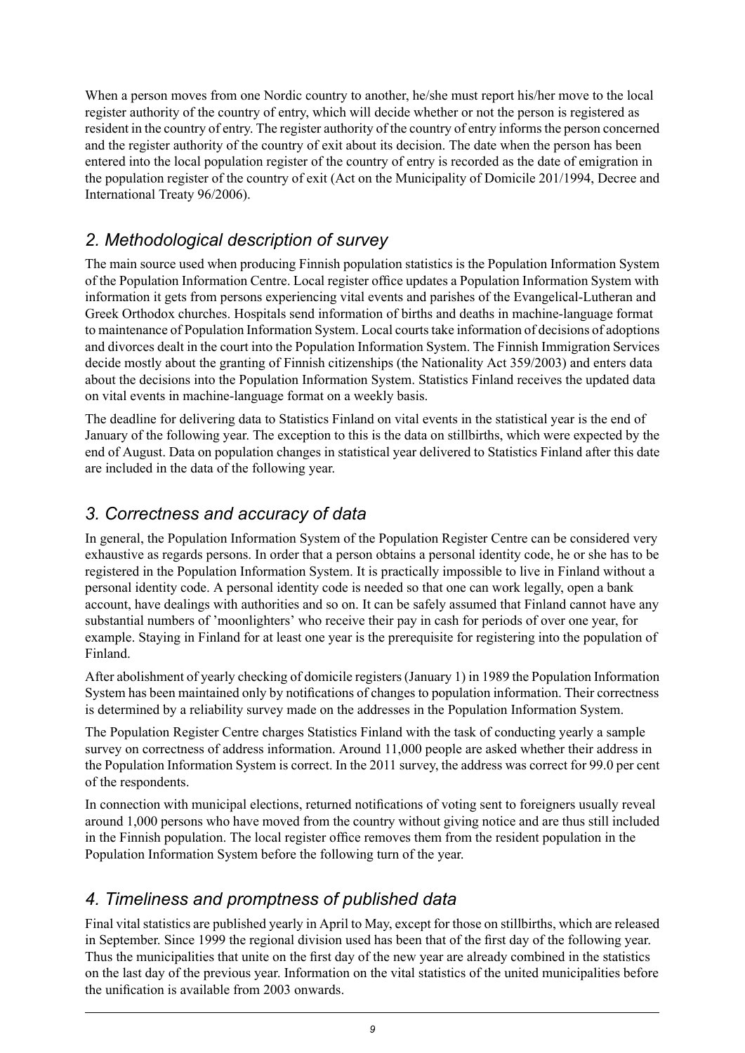When a person moves from one Nordic country to another, he/she must report his/her move to the local register authority of the country of entry, which will decide whether or not the person is registered as resident in the country of entry. The register authority of the country of entry informs the person concerned and the register authority of the country of exit about its decision. The date when the person has been entered into the local population register of the country of entry is recorded as the date of emigration in the population register of the country of exit (Act on the Municipality of Domicile 201/1994, Decree and International Treaty 96/2006).

## *2. Methodological description of survey*

The main source used when producing Finnish population statistics is the Population Information System of the Population Information Centre. Local register office updates a Population Information System with information it gets from persons experiencing vital events and parishes of the Evangelical-Lutheran and Greek Orthodox churches. Hospitals send information of births and deaths in machine-language format to maintenance of Population Information System. Local courts take information of decisions of adoptions and divorces dealt in the court into the Population Information System. The Finnish Immigration Services decide mostly about the granting of Finnish citizenships (the Nationality Act 359/2003) and enters data about the decisions into the Population Information System. Statistics Finland receives the updated data on vital events in machine-language format on a weekly basis.

The deadline for delivering data to Statistics Finland on vital events in the statistical year is the end of January of the following year. The exception to this is the data on stillbirths, which were expected by the end of August. Data on population changes in statistical year delivered to Statistics Finland after this date are included in the data of the following year.

## *3. Correctness and accuracy of data*

In general, the Population Information System of the Population Register Centre can be considered very exhaustive as regards persons. In order that a person obtains a personal identity code, he or she has to be registered in the Population Information System. It is practically impossible to live in Finland without a personal identity code. A personal identity code is needed so that one can work legally, open a bank account, have dealings with authorities and so on. It can be safely assumed that Finland cannot have any substantial numbers of 'moonlighters' who receive their pay in cash for periods of over one year, for example. Staying in Finland for at least one year is the prerequisite for registering into the population of Finland.

After abolishment of yearly checking of domicile registers (January 1) in 1989 the Population Information System has been maintained only by notifications of changes to population information. Their correctness is determined by a reliability survey made on the addresses in the Population Information System.

The Population Register Centre charges Statistics Finland with the task of conducting yearly a sample survey on correctness of address information. Around 11,000 people are asked whether their address in the Population Information System is correct. In the 2011 survey, the address was correct for 99.0 per cent of the respondents.

In connection with municipal elections, returned notifications of voting sent to foreigners usually reveal around 1,000 persons who have moved from the country without giving notice and are thus still included in the Finnish population. The local register office removes them from the resident population in the Population Information System before the following turn of the year.

## *4. Timeliness and promptness of published data*

Final vital statistics are published yearly in April to May, except for those on stillbirths, which are released in September. Since 1999 the regional division used has been that of the first day of the following year. Thus the municipalities that unite on the first day of the new year are already combined in the statistics on the last day of the previous year. Information on the vital statistics of the united municipalities before the unification is available from 2003 onwards.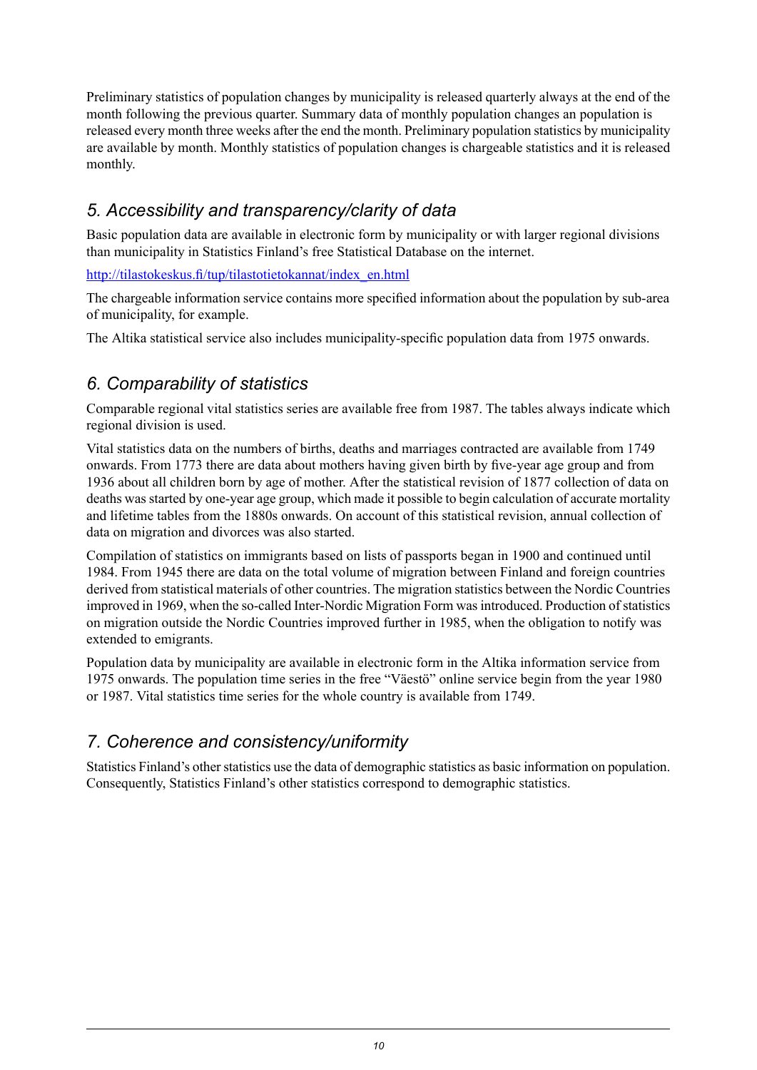Preliminary statistics of population changes by municipality is released quarterly always at the end of the month following the previous quarter. Summary data of monthly population changes an population is released every month three weeks after the end the month. Preliminary population statistics by municipality are available by month. Monthly statistics of population changes is chargeable statistics and it is released monthly.

## *5. Accessibility and transparency/clarity of data*

Basic population data are available in electronic form by municipality or with larger regional divisions than municipality in Statistics Finland's free Statistical Database on the internet.

[http://tilastokeskus.fi/tup/tilastotietokannat/index_en.html](http://tilastokeskus.fi/tup/tilastotietokannat/index_en.html)

The chargeable information service contains more specified information about the population by sub-area of municipality, for example.

The Altika statistical service also includes municipality-specific population data from 1975 onwards.

## *6. Comparability of statistics*

Comparable regional vital statistics series are available free from 1987. The tables always indicate which regional division is used.

Vital statistics data on the numbers of births, deaths and marriages contracted are available from 1749 onwards. From 1773 there are data about mothers having given birth by five-year age group and from 1936 about all children born by age of mother. After the statistical revision of 1877 collection of data on deaths was started by one-year age group, which made it possible to begin calculation of accurate mortality and lifetime tables from the 1880s onwards. On account of this statistical revision, annual collection of data on migration and divorces was also started.

Compilation of statistics on immigrants based on lists of passports began in 1900 and continued until 1984. From 1945 there are data on the total volume of migration between Finland and foreign countries derived from statistical materials of other countries. The migration statistics between the Nordic Countries improved in 1969, when the so-called Inter-Nordic Migration Form was introduced. Production of statistics on migration outside the Nordic Countries improved further in 1985, when the obligation to notify was extended to emigrants.

Population data by municipality are available in electronic form in the Altika information service from 1975 onwards. The population time series in the free "Väestö" online service begin from the year 1980 or 1987. Vital statistics time series for the whole country is available from 1749.

## *7. Coherence and consistency/uniformity*

Statistics Finland's other statistics use the data of demographic statistics as basic information on population. Consequently, Statistics Finland's other statistics correspond to demographic statistics.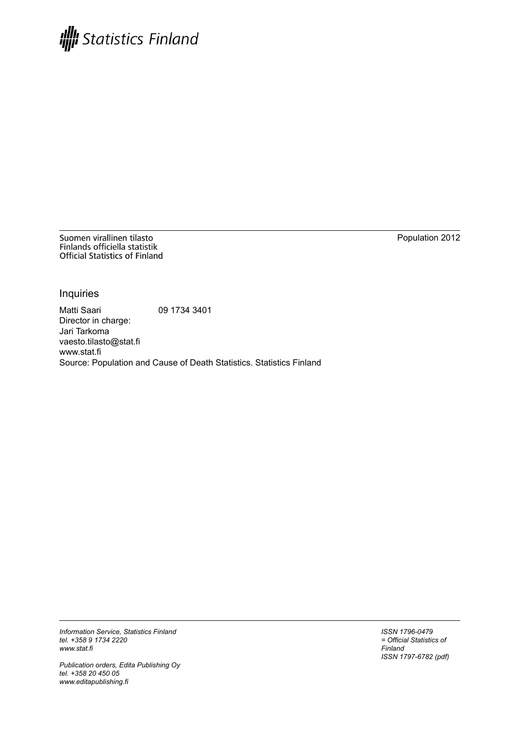Statistics Finland

Suomen virallinen tilasto
Finlands officiella statistik
**Official Statistics of Finland**

Population 2012

## Inquiries

Matti Saari 09 1734 3401
Director in charge:
Jari Tarkoma
vaesto.tilasto@stat.fi
www.stat.fi
Source: Population and Cause of Death Statistics. Statistics Finland

*Information Service, Statistics Finland*
*tel. +358 9 1734 2220*
*www.stat.fi*

*Publication orders, Edita Publishing Oy*
*tel. +358 20 450 05*
*www.editapublishing.fi*

*ISSN 1796-0479*
*= Official Statistics of Finland*
*ISSN 1797-6782 (pdf)*